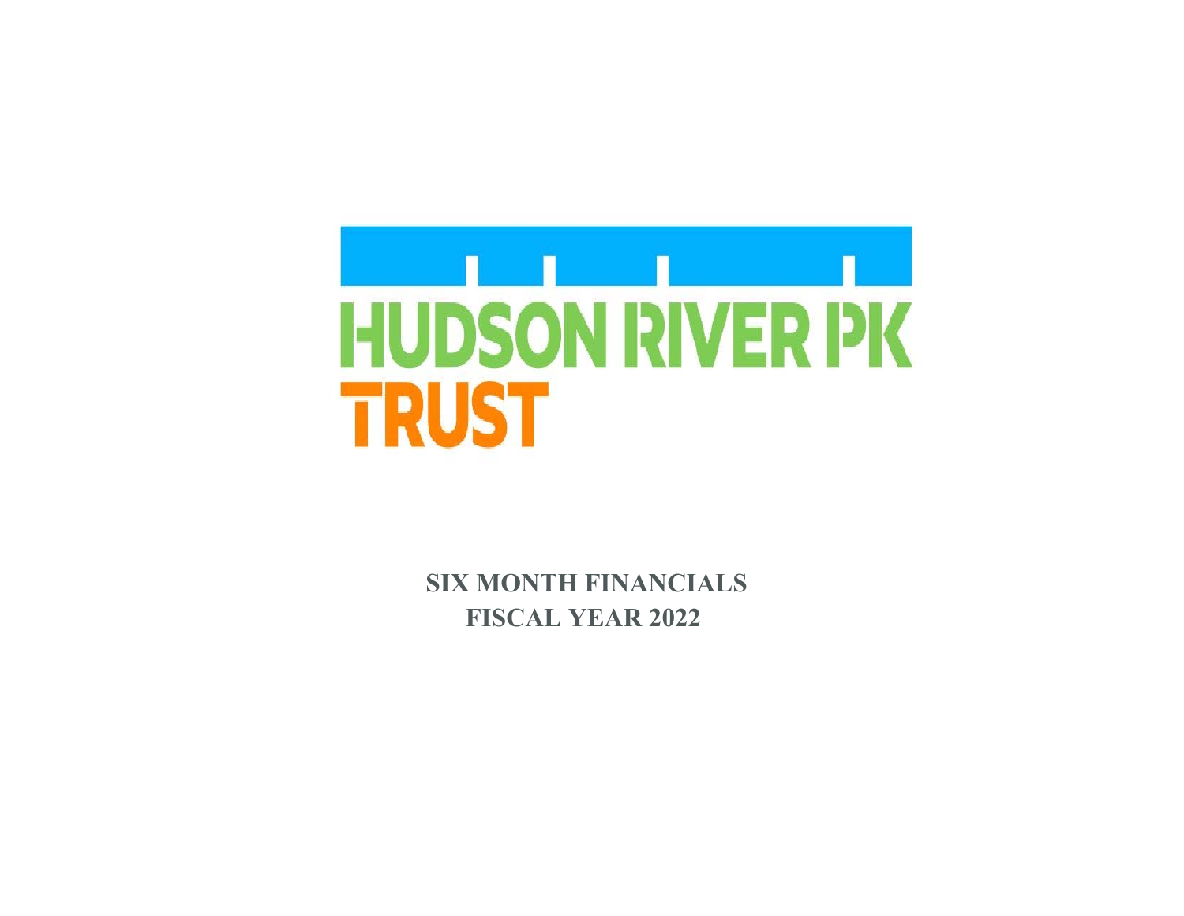HUDSON RIVER PK

TRUST

# SIX MONTH FINANCIALS
# FISCAL YEAR 2022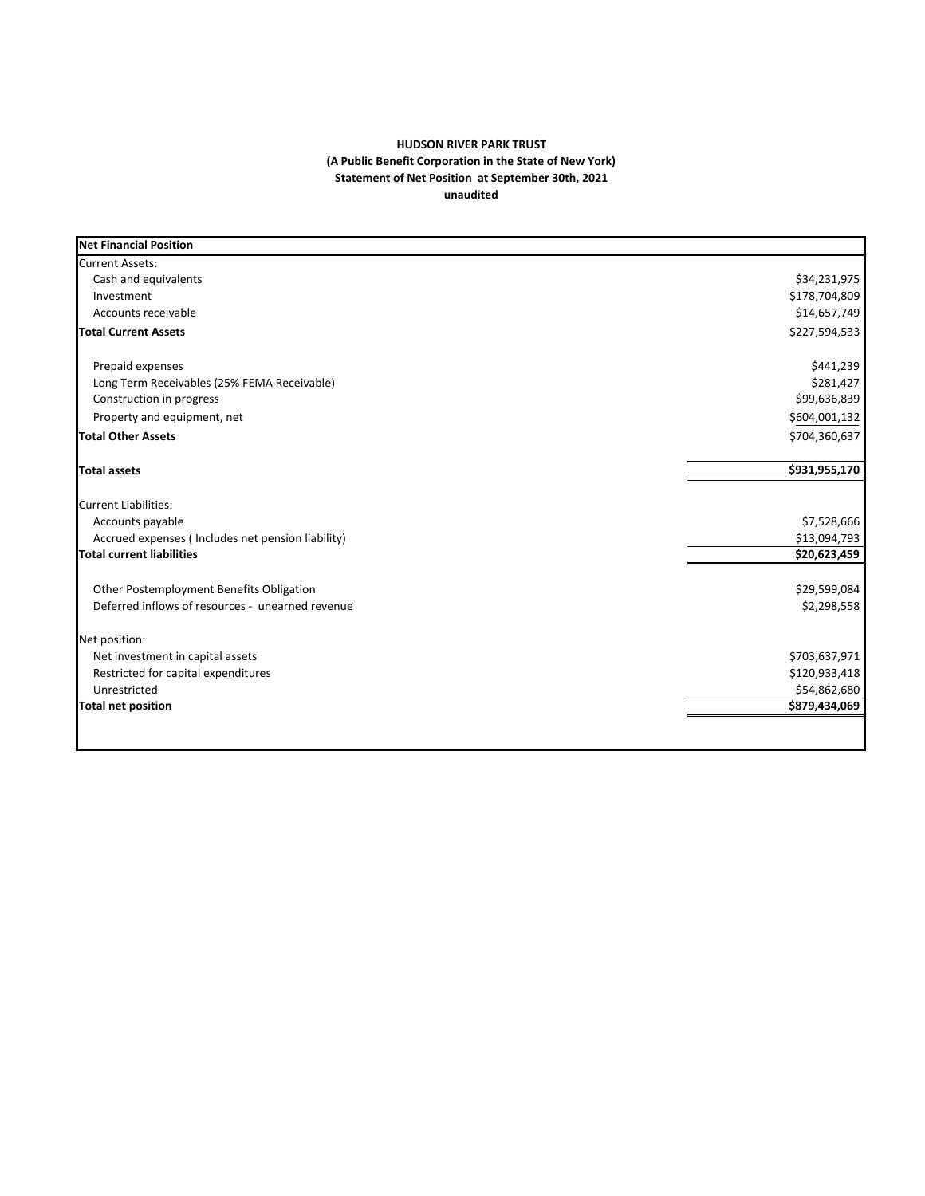**HUDSON RIVER PARK TRUST**
**(A Public Benefit Corporation in the State of New York)**
**Statement of Net Position at September 30th, 2021**
**unaudited**

| **Net Financial Position** | |
|---|---|
| Current Assets: | |
| Cash and equivalents | $34,231,975 |
| Investment | $178,704,809 |
| Accounts receivable | $14,657,749 |
| **Total Current Assets** | $227,594,533 |
| | |
| Prepaid expenses | $441,239 |
| Long Term Receivables (25% FEMA Receivable) | $281,427 |
| Construction in progress | $99,636,839 |
| Property and equipment, net | $604,001,132 |
| **Total Other Assets** | $704,360,637 |
| | |
| **Total assets** | **$931,955,170** |
| | |
| Current Liabilities: | |
| Accounts payable | $7,528,666 |
| Accrued expenses ( Includes net pension liability) | $13,094,793 |
| **Total current liabilities** | **$20,623,459** |
| | |
| Other Postemployment Benefits Obligation | $29,599,084 |
| Deferred inflows of resources - unearned revenue | $2,298,558 |
| | |
| Net position: | |
| Net investment in capital assets | $703,637,971 |
| Restricted for capital expenditures | $120,933,418 |
| Unrestricted | $54,862,680 |
| **Total net position** | **$879,434,069** |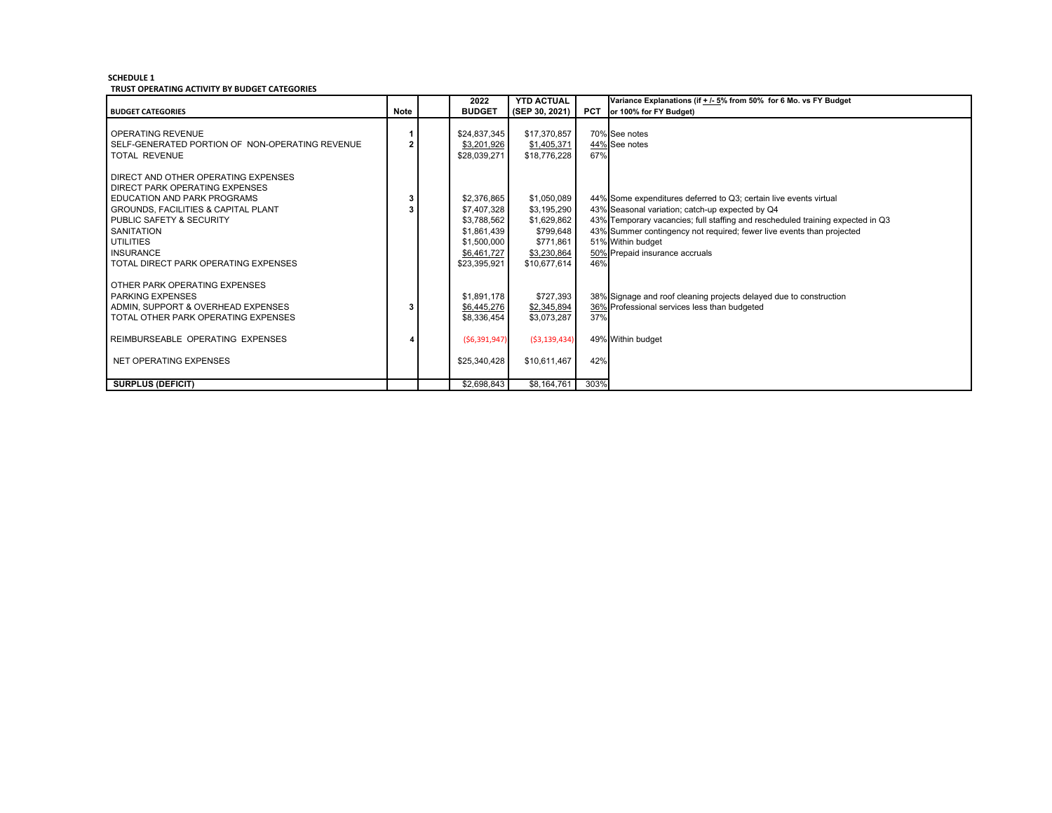**SCHEDULE 1**
**TRUST OPERATING ACTIVITY BY BUDGET CATEGORIES**

| BUDGET CATEGORIES | Note | | 2022 BUDGET | YTD ACTUAL (SEP 30, 2021) | PCT | Variance Explanations (if + /- 5% from 50% for 6 Mo. vs FY Budget or 100% for FY Budget) |
|---|---|---|---|---|---|---|
| OPERATING REVENUE | 1 | | $24,837,345 | $17,370,857 | 70% | See notes |
| SELF-GENERATED PORTION OF NON-OPERATING REVENUE | 2 | | $3,201,926 | $1,405,371 | 44% | See notes |
| TOTAL REVENUE | | | $28,039,271 | $18,776,228 | 67% | |
| DIRECT AND OTHER OPERATING EXPENSES | | | | | | |
| DIRECT PARK OPERATING EXPENSES | | | | | | |
| EDUCATION AND PARK PROGRAMS | 3 | | $2,376,865 | $1,050,089 | 44% | Some expenditures deferred to Q3; certain live events virtual |
| GROUNDS, FACILITIES & CAPITAL PLANT | 3 | | $7,407,328 | $3,195,290 | 43% | Seasonal variation; catch-up expected by Q4 |
| PUBLIC SAFETY & SECURITY | | | $3,788,562 | $1,629,862 | 43% | Temporary vacancies; full staffing and rescheduled training expected in Q3 |
| SANITATION | | | $1,861,439 | $799,648 | 43% | Summer contingency not required; fewer live events than projected |
| UTILITIES | | | $1,500,000 | $771,861 | 51% | Within budget |
| INSURANCE | | | $6,461,727 | $3,230,864 | 50% | Prepaid insurance accruals |
| TOTAL DIRECT PARK OPERATING EXPENSES | | | $23,395,921 | $10,677,614 | 46% | |
| OTHER PARK OPERATING EXPENSES | | | | | | |
| PARKING EXPENSES | | | $1,891,178 | $727,393 | 38% | Signage and roof cleaning projects delayed due to construction |
| ADMIN, SUPPORT & OVERHEAD EXPENSES | 3 | | $6,445,276 | $2,345,894 | 36% | Professional services less than budgeted |
| TOTAL OTHER PARK OPERATING EXPENSES | | | $8,336,454 | $3,073,287 | 37% | |
| REIMBURSEABLE OPERATING EXPENSES | 4 | | ($6,391,947) | ($3,139,434) | 49% | Within budget |
| NET OPERATING EXPENSES | | | $25,340,428 | $10,611,467 | 42% | |
| **SURPLUS (DEFICIT)** | | | $2,698,843 | $8,164,761 | 303% | |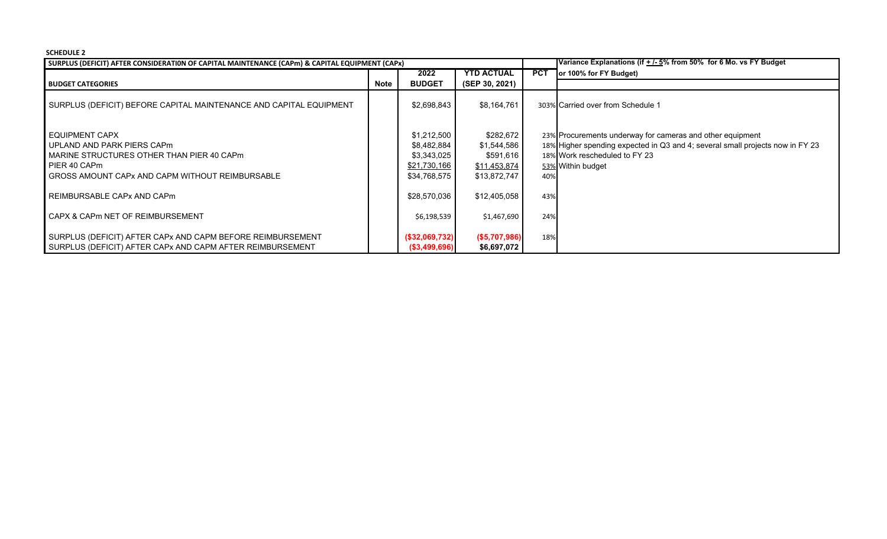**SCHEDULE 2**

| SURPLUS (DEFICIT) AFTER CONSIDERATION OF CAPITAL MAINTENANCE (CAPm) & CAPITAL EQUIPMENT (CAPx) | | | | | Variance Explanations (if + /- 5% from 50% for 6 Mo. vs FY Budget or 100% for FY Budget) |
|---|---|---|---|---|---|
| **BUDGET CATEGORIES** | **Note** | **2022 BUDGET** | **YTD ACTUAL (SEP 30, 2021)** | **PCT** | |
| SURPLUS (DEFICIT) BEFORE CAPITAL MAINTENANCE AND CAPITAL EQUIPMENT | | $2,698,843 | $8,164,761 | 303% | Carried over from Schedule 1 |
| EQUIPMENT CAPX | | $1,212,500 | $282,672 | 23% | Procurements underway for cameras and other equipment |
| UPLAND AND PARK PIERS CAPm | | $8,482,884 | $1,544,586 | 18% | Higher spending expected in Q3 and 4; several small projects now in FY 23 |
| MARINE STRUCTURES OTHER THAN PIER 40 CAPm | | $3,343,025 | $591,616 | 18% | Work rescheduled to FY 23 |
| PIER 40 CAPm | | $21,730,166 | $11,453,874 | 53% | Within budget |
| GROSS AMOUNT CAPx AND CAPM WITHOUT REIMBURSABLE | | $34,768,575 | $13,872,747 | 40% | |
| REIMBURSABLE CAPx AND CAPm | | $28,570,036 | $12,405,058 | 43% | |
| CAPX & CAPm NET OF REIMBURSEMENT | | $6,198,539 | $1,467,690 | 24% | |
| SURPLUS (DEFICIT) AFTER CAPx AND CAPM BEFORE REIMBURSEMENT | | ($32,069,732) | ($5,707,986) | 18% | |
| SURPLUS (DEFICIT) AFTER CAPx AND CAPM AFTER REIMBURSEMENT | | ($3,499,696) | $6,697,072 | | |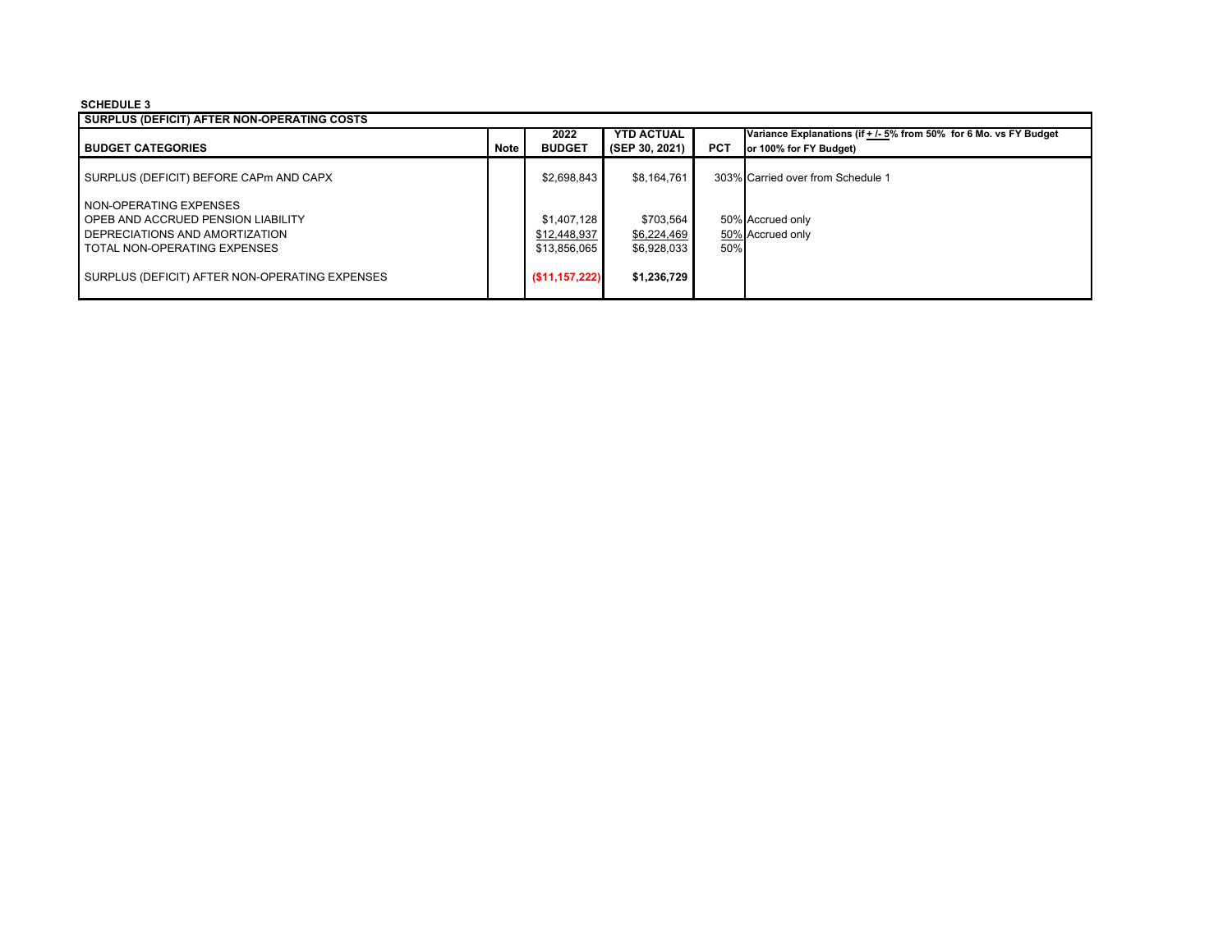**SCHEDULE 3**

| SURPLUS (DEFICIT) AFTER NON-OPERATING COSTS | | | | | |
|---|---|---|---|---|---|
| **BUDGET CATEGORIES** | **Note** | **2022 BUDGET** | **YTD ACTUAL (SEP 30, 2021)** | **PCT** | **Variance Explanations (if + /- 5% from 50% for 6 Mo. vs FY Budget or 100% for FY Budget)** |
| SURPLUS (DEFICIT) BEFORE CAPm AND CAPX | | $2,698,843 | $8,164,761 | 303% | Carried over from Schedule 1 |
| NON-OPERATING EXPENSES | | | | | |
| OPEB AND ACCRUED PENSION LIABILITY | | $1,407,128 | $703,564 | 50% | Accrued only |
| DEPRECIATIONS AND AMORTIZATION | | $12,448,937 | $6,224,469 | 50% | Accrued only |
| TOTAL NON-OPERATING EXPENSES | | $13,856,065 | $6,928,033 | 50% | |
| SURPLUS (DEFICIT) AFTER NON-OPERATING EXPENSES | | **($11,157,222)** | **$1,236,729** | | |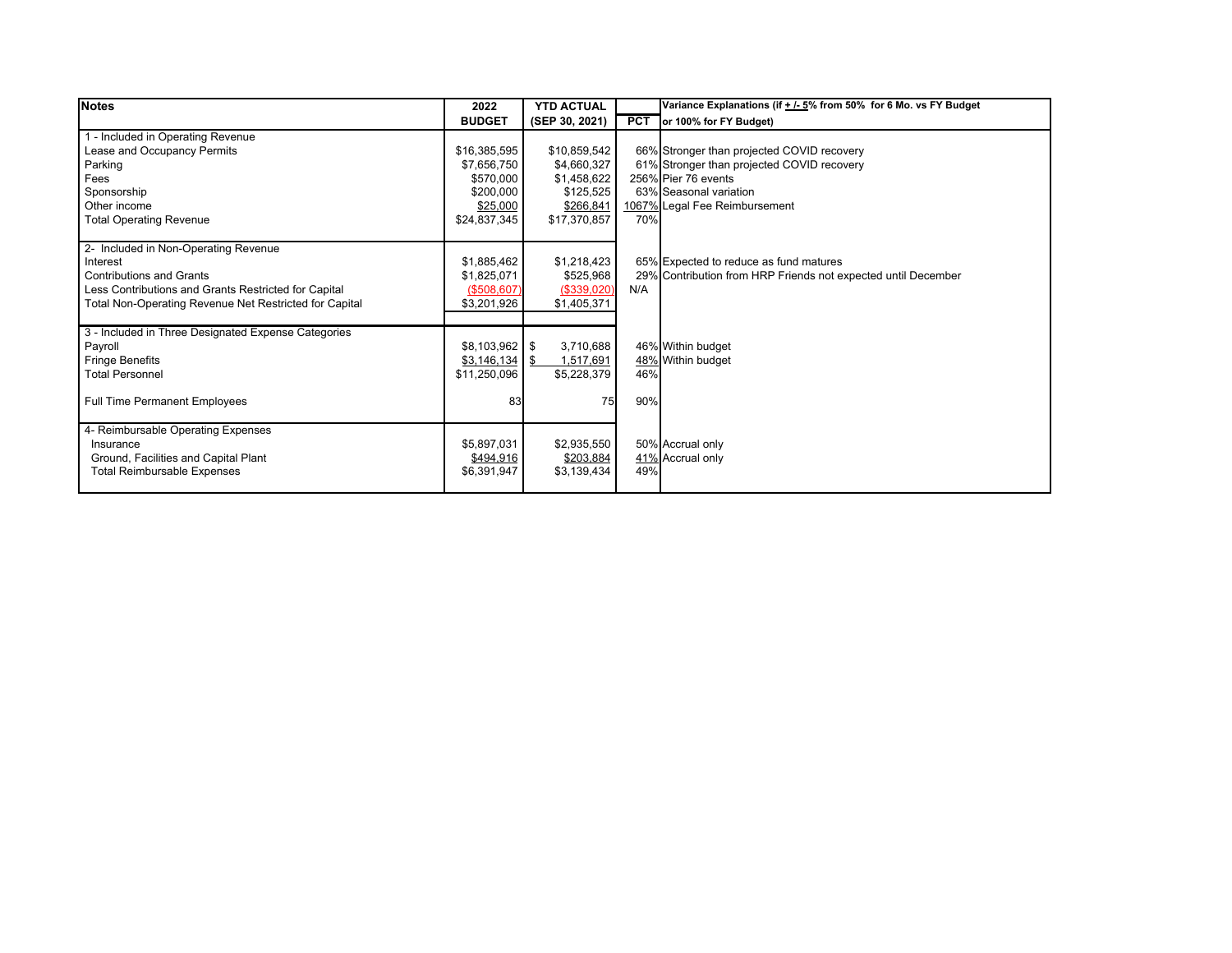| Notes | 2022 BUDGET | YTD ACTUAL (SEP 30, 2021) | PCT | Variance Explanations (if + /- 5% from 50% for 6 Mo. vs FY Budget or 100% for FY Budget) |
|---|---|---|---|---|
| 1 - Included in Operating Revenue | | | | |
| Lease and Occupancy Permits | $16,385,595 | $10,859,542 | 66% | Stronger than projected COVID recovery |
| Parking | $7,656,750 | $4,660,327 | 61% | Stronger than projected COVID recovery |
| Fees | $570,000 | $1,458,622 | 256% | Pier 76 events |
| Sponsorship | $200,000 | $125,525 | 63% | Seasonal variation |
| Other income | $25,000 | $266,841 | 1067% | Legal Fee Reimbursement |
| Total Operating Revenue | $24,837,345 | $17,370,857 | 70% | |
| 2- Included in Non-Operating Revenue | | | | |
| Interest | $1,885,462 | $1,218,423 | 65% | Expected to reduce as fund matures |
| Contributions and Grants | $1,825,071 | $525,968 | 29% | Contribution from HRP Friends not expected until December |
| Less Contributions and Grants Restricted for Capital | ($508,607) | ($339,020) | N/A | |
| Total Non-Operating Revenue Net Restricted for Capital | $3,201,926 | $1,405,371 | | |
| 3 - Included in Three Designated Expense Categories | | | | |
| Payroll | $8,103,962 | $ 3,710,688 | 46% | Within budget |
| Fringe Benefits | $3,146,134 | $ 1,517,691 | 48% | Within budget |
| Total Personnel | $11,250,096 | $5,228,379 | 46% | |
| Full Time Permanent Employees | 83 | 75 | 90% | |
| 4- Reimbursable Operating Expenses | | | | |
| Insurance | $5,897,031 | $2,935,550 | 50% | Accrual only |
| Ground, Facilities and Capital Plant | $494,916 | $203,884 | 41% | Accrual only |
| Total Reimbursable Expenses | $6,391,947 | $3,139,434 | 49% | |